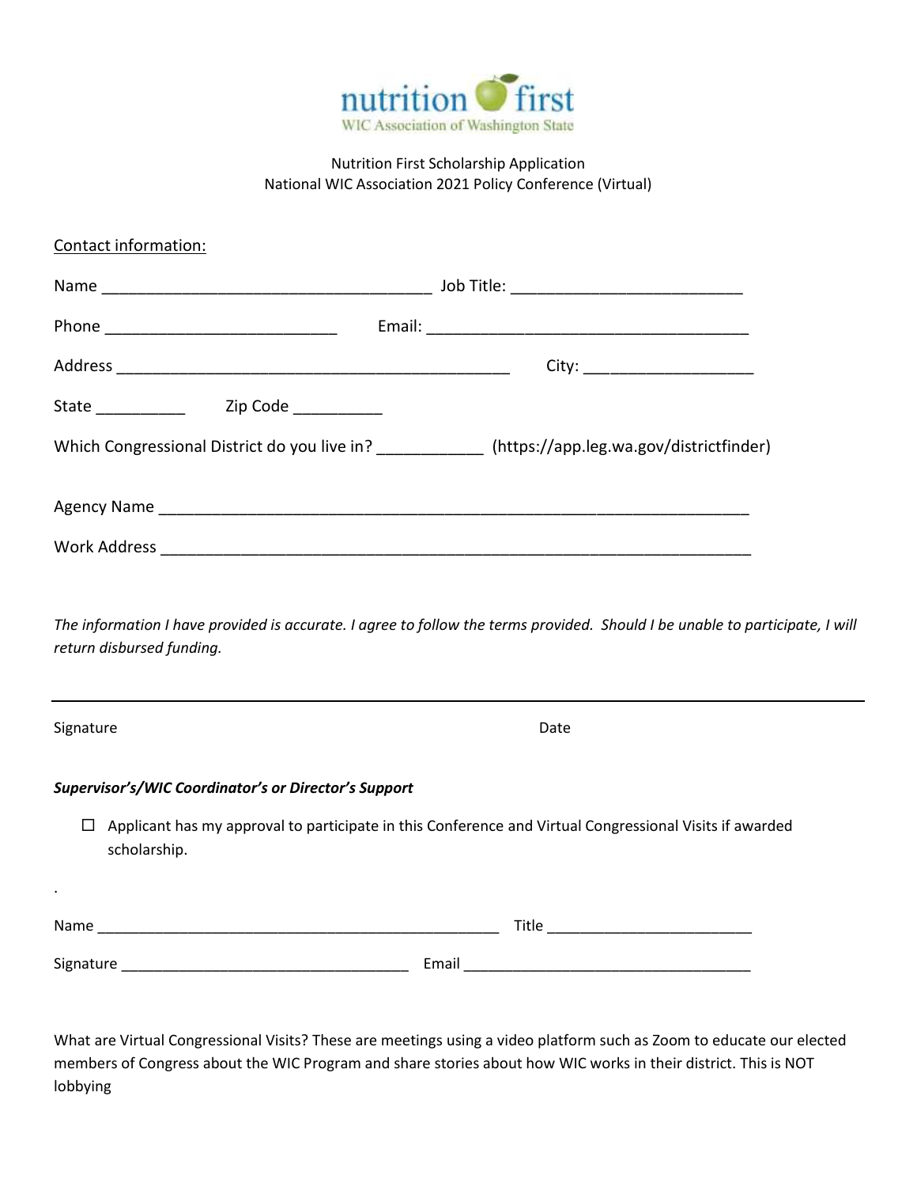nutrition first
WIC Association of Washington State

Nutrition First Scholarship Application
National WIC Association 2021 Policy Conference (Virtual)

Contact information:

Name ____________________________________ Job Title: __________________________

Phone __________________________ Email: ____________________________________

Address ____________________________________________ City: ___________________

State __________ Zip Code __________

Which Congressional District do you live in? ___________ (https://app.leg.wa.gov/districtfinder)

Agency Name __________________________________________________________________

Work Address _________________________________________________________________

*The information I have provided is accurate. I agree to follow the terms provided. Should I be unable to participate, I will return disbursed funding.*

_______________________________________________________________________________

Signature Date

***Supervisor's/WIC Coordinator's or Director's Support***

☐ Applicant has my approval to participate in this Conference and Virtual Congressional Visits if awarded scholarship.

.

Name ______________________________________________ Title _______________________

Signature _________________________________ Email _________________________________

What are Virtual Congressional Visits? These are meetings using a video platform such as Zoom to educate our elected members of Congress about the WIC Program and share stories about how WIC works in their district. This is NOT lobbying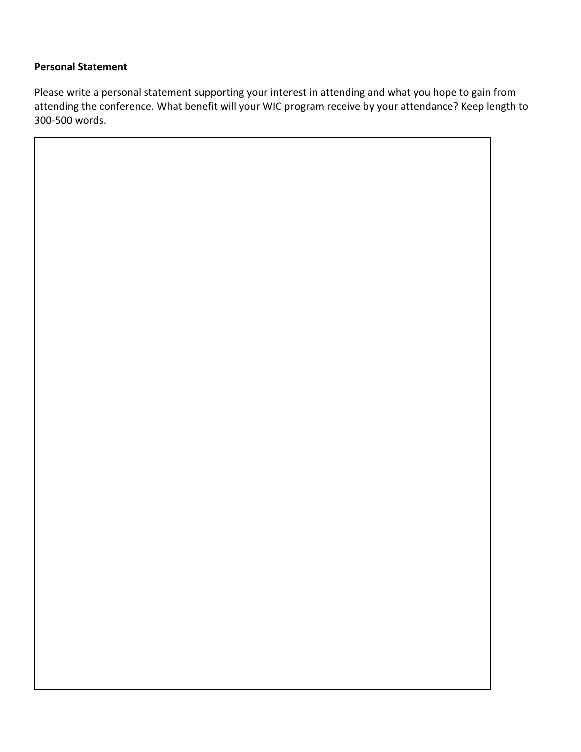**Personal Statement**

Please write a personal statement supporting your interest in attending and what you hope to gain from attending the conference. What benefit will your WIC program receive by your attendance? Keep length to 300-500 words.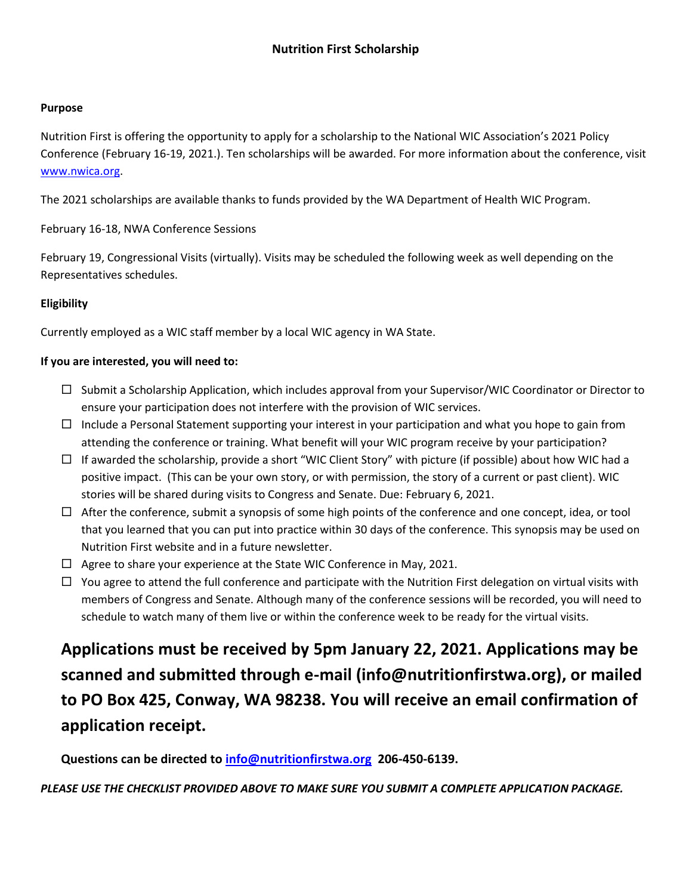## Nutrition First Scholarship

**Purpose**

Nutrition First is offering the opportunity to apply for a scholarship to the National WIC Association's 2021 Policy Conference (February 16-19, 2021.). Ten scholarships will be awarded. For more information about the conference, visit [www.nwica.org](www.nwica.org).

The 2021 scholarships are available thanks to funds provided by the WA Department of Health WIC Program.

February 16-18, NWA Conference Sessions

February 19, Congressional Visits (virtually). Visits may be scheduled the following week as well depending on the Representatives schedules.

**Eligibility**

Currently employed as a WIC staff member by a local WIC agency in WA State.

**If you are interested, you will need to:**

- ☐ Submit a Scholarship Application, which includes approval from your Supervisor/WIC Coordinator or Director to ensure your participation does not interfere with the provision of WIC services.
- ☐ Include a Personal Statement supporting your interest in your participation and what you hope to gain from attending the conference or training. What benefit will your WIC program receive by your participation?
- ☐ If awarded the scholarship, provide a short "WIC Client Story" with picture (if possible) about how WIC had a positive impact. (This can be your own story, or with permission, the story of a current or past client). WIC stories will be shared during visits to Congress and Senate. Due: February 6, 2021.
- ☐ After the conference, submit a synopsis of some high points of the conference and one concept, idea, or tool that you learned that you can put into practice within 30 days of the conference. This synopsis may be used on Nutrition First website and in a future newsletter.
- ☐ Agree to share your experience at the State WIC Conference in May, 2021.
- ☐ You agree to attend the full conference and participate with the Nutrition First delegation on virtual visits with members of Congress and Senate. Although many of the conference sessions will be recorded, you will need to schedule to watch many of them live or within the conference week to be ready for the virtual visits.

## Applications must be received by 5pm January 22, 2021. Applications may be scanned and submitted through e-mail (info@nutritionfirstwa.org), or mailed to PO Box 425, Conway, WA 98238. You will receive an email confirmation of application receipt.

**Questions can be directed to [info@nutritionfirstwa.org](mailto:info@nutritionfirstwa.org) 206-450-6139.**

***PLEASE USE THE CHECKLIST PROVIDED ABOVE TO MAKE SURE YOU SUBMIT A COMPLETE APPLICATION PACKAGE.***